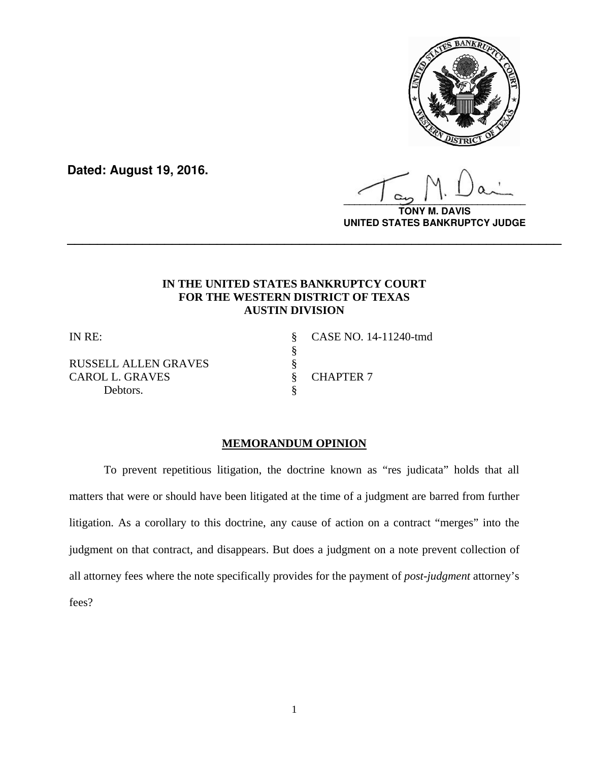**Dated: August 19, 2016.**

**TONY M. DAVIS**
**UNITED STATES BANKRUPTCY JUDGE**

---

**IN THE UNITED STATES BANKRUPTCY COURT**
**FOR THE WESTERN DISTRICT OF TEXAS**
**AUSTIN DIVISION**

| | | |
|---|---|---|
| IN RE: | § | CASE NO. 14-11240-tmd |
| | § | |
| RUSSELL ALLEN GRAVES | § | |
| CAROL L. GRAVES | § | CHAPTER 7 |
| Debtors. | § | |

## MEMORANDUM OPINION

To prevent repetitious litigation, the doctrine known as "res judicata" holds that all matters that were or should have been litigated at the time of a judgment are barred from further litigation. As a corollary to this doctrine, any cause of action on a contract "merges" into the judgment on that contract, and disappears. But does a judgment on a note prevent collection of all attorney fees where the note specifically provides for the payment of *post-judgment* attorney's fees?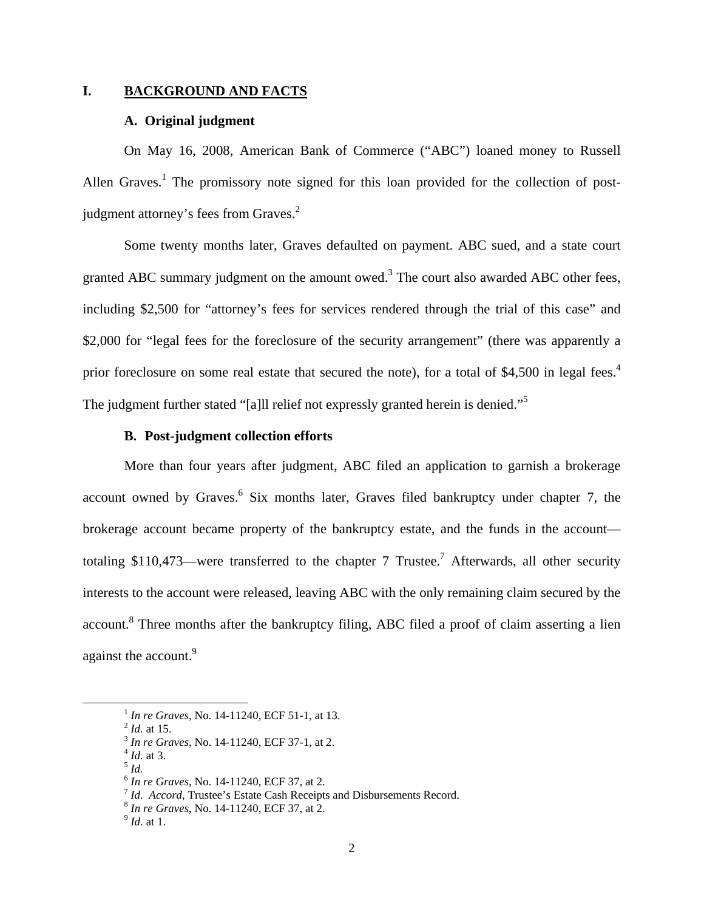# I. BACKGROUND AND FACTS

## A. Original judgment

On May 16, 2008, American Bank of Commerce ("ABC") loaned money to Russell Allen Graves.[1] The promissory note signed for this loan provided for the collection of post-judgment attorney's fees from Graves.[2]

Some twenty months later, Graves defaulted on payment. ABC sued, and a state court granted ABC summary judgment on the amount owed.[3] The court also awarded ABC other fees, including $2,500 for "attorney's fees for services rendered through the trial of this case" and $2,000 for "legal fees for the foreclosure of the security arrangement" (there was apparently a prior foreclosure on some real estate that secured the note), for a total of $4,500 in legal fees.[4] The judgment further stated "[a]ll relief not expressly granted herein is denied."[5]

## B. Post-judgment collection efforts

More than four years after judgment, ABC filed an application to garnish a brokerage account owned by Graves.[6] Six months later, Graves filed bankruptcy under chapter 7, the brokerage account became property of the bankruptcy estate, and the funds in the account—totaling $110,473—were transferred to the chapter 7 Trustee.[7] Afterwards, all other security interests to the account were released, leaving ABC with the only remaining claim secured by the account.[8] Three months after the bankruptcy filing, ABC filed a proof of claim asserting a lien against the account.[9]

---

[1] *In re Graves*, No. 14-11240, ECF 51-1, at 13.
[2] *Id.* at 15.
[3] *In re Graves*, No. 14-11240, ECF 37-1, at 2.
[4] *Id.* at 3.
[5] *Id.*
[6] *In re Graves*, No. 14-11240, ECF 37, at 2.
[7] *Id*. *Accord*, Trustee's Estate Cash Receipts and Disbursements Record.
[8] *In re Graves*, No. 14-11240, ECF 37, at 2.
[9] *Id.* at 1.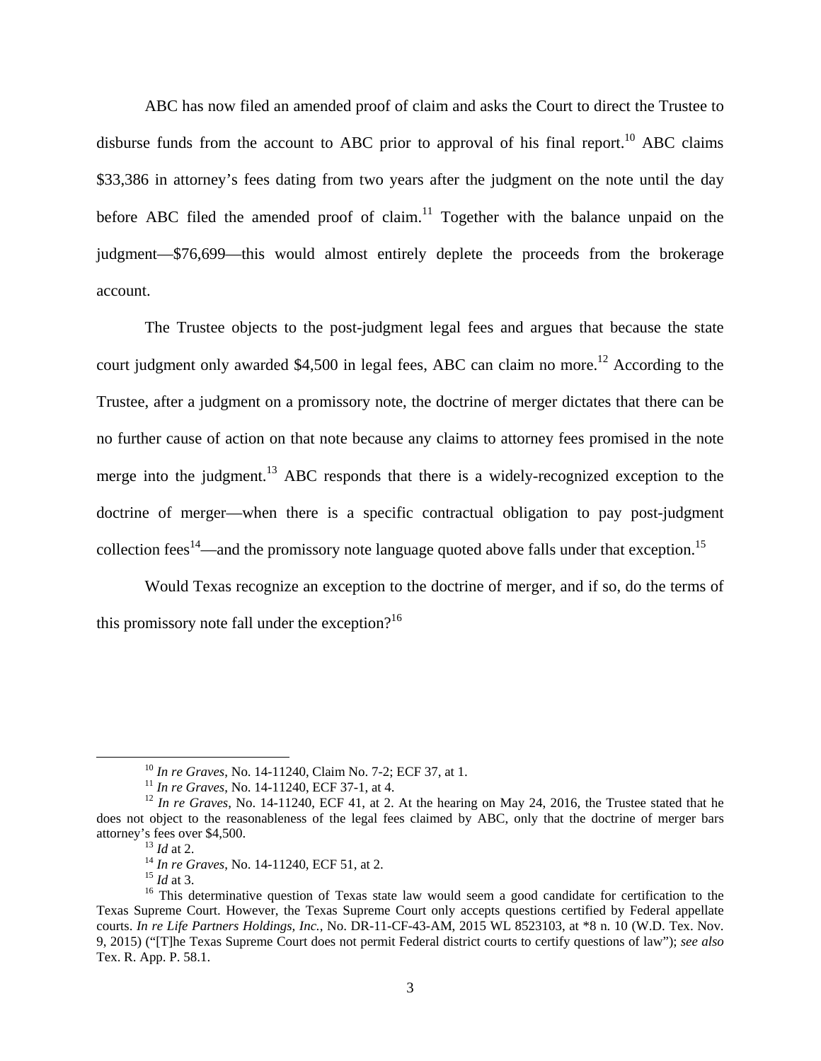ABC has now filed an amended proof of claim and asks the Court to direct the Trustee to disburse funds from the account to ABC prior to approval of his final report.[10] ABC claims $33,386 in attorney's fees dating from two years after the judgment on the note until the day before ABC filed the amended proof of claim.[11] Together with the balance unpaid on the judgment—$76,699—this would almost entirely deplete the proceeds from the brokerage account.

The Trustee objects to the post-judgment legal fees and argues that because the state court judgment only awarded $4,500 in legal fees, ABC can claim no more.[12] According to the Trustee, after a judgment on a promissory note, the doctrine of merger dictates that there can be no further cause of action on that note because any claims to attorney fees promised in the note merge into the judgment.[13] ABC responds that there is a widely-recognized exception to the doctrine of merger—when there is a specific contractual obligation to pay post-judgment collection fees[14]—and the promissory note language quoted above falls under that exception.[15]

Would Texas recognize an exception to the doctrine of merger, and if so, do the terms of this promissory note fall under the exception?[16]

---

[10] *In re Graves*, No. 14-11240, Claim No. 7-2; ECF 37, at 1.

[11] *In re Graves*, No. 14-11240, ECF 37-1, at 4.

[12] *In re Graves*, No. 14-11240, ECF 41, at 2. At the hearing on May 24, 2016, the Trustee stated that he does not object to the reasonableness of the legal fees claimed by ABC, only that the doctrine of merger bars attorney's fees over $4,500.

[13] *Id* at 2.

[14] *In re Graves*, No. 14-11240, ECF 51, at 2.

[15] *Id* at 3.

[16] This determinative question of Texas state law would seem a good candidate for certification to the Texas Supreme Court. However, the Texas Supreme Court only accepts questions certified by Federal appellate courts. *In re Life Partners Holdings, Inc.*, No. DR-11-CF-43-AM, 2015 WL 8523103, at *8 n. 10 (W.D. Tex. Nov. 9, 2015) ("[T]he Texas Supreme Court does not permit Federal district courts to certify questions of law"); *see also* Tex. R. App. P. 58.1.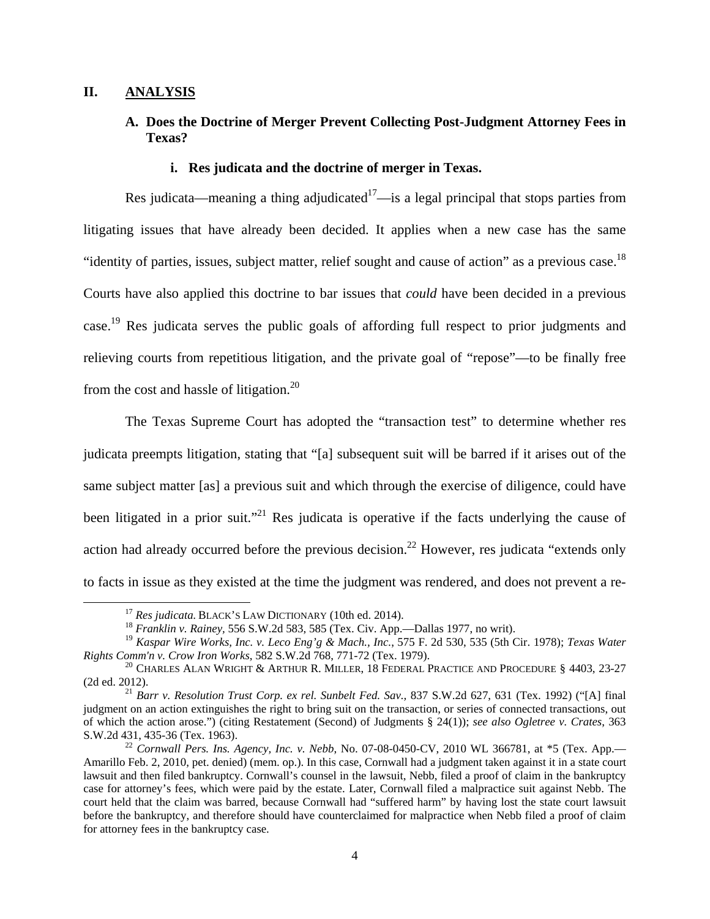## II. ANALYSIS

### A. Does the Doctrine of Merger Prevent Collecting Post-Judgment Attorney Fees in Texas?

#### i. Res judicata and the doctrine of merger in Texas.

Res judicata—meaning a thing adjudicated[17]—is a legal principal that stops parties from litigating issues that have already been decided. It applies when a new case has the same "identity of parties, issues, subject matter, relief sought and cause of action" as a previous case.[18] Courts have also applied this doctrine to bar issues that *could* have been decided in a previous case.[19] Res judicata serves the public goals of affording full respect to prior judgments and relieving courts from repetitious litigation, and the private goal of "repose"—to be finally free from the cost and hassle of litigation.[20]

The Texas Supreme Court has adopted the "transaction test" to determine whether res judicata preempts litigation, stating that "[a] subsequent suit will be barred if it arises out of the same subject matter [as] a previous suit and which through the exercise of diligence, could have been litigated in a prior suit."[21] Res judicata is operative if the facts underlying the cause of action had already occurred before the previous decision.[22] However, res judicata "extends only to facts in issue as they existed at the time the judgment was rendered, and does not prevent a re-

---

[17] *Res judicata*. BLACK'S LAW DICTIONARY (10th ed. 2014).

[18] *Franklin v. Rainey*, 556 S.W.2d 583, 585 (Tex. Civ. App.—Dallas 1977, no writ).

[19] *Kaspar Wire Works, Inc. v. Leco Eng'g & Mach., Inc.*, 575 F. 2d 530, 535 (5th Cir. 1978); *Texas Water Rights Comm'n v. Crow Iron Works*, 582 S.W.2d 768, 771-72 (Tex. 1979).

[20] CHARLES ALAN WRIGHT & ARTHUR R. MILLER, 18 FEDERAL PRACTICE AND PROCEDURE § 4403, 23-27 (2d ed. 2012).

[21] *Barr v. Resolution Trust Corp. ex rel. Sunbelt Fed. Sav.*, 837 S.W.2d 627, 631 (Tex. 1992) ("[A] final judgment on an action extinguishes the right to bring suit on the transaction, or series of connected transactions, out of which the action arose.") (citing Restatement (Second) of Judgments § 24(1)); *see also Ogletree v. Crates*, 363 S.W.2d 431, 435-36 (Tex. 1963).

[22] *Cornwall Pers. Ins. Agency, Inc. v. Nebb*, No. 07-08-0450-CV, 2010 WL 366781, at *5 (Tex. App.—Amarillo Feb. 2, 2010, pet. denied) (mem. op.). In this case, Cornwall had a judgment taken against it in a state court lawsuit and then filed bankruptcy. Cornwall's counsel in the lawsuit, Nebb, filed a proof of claim in the bankruptcy case for attorney's fees, which were paid by the estate. Later, Cornwall filed a malpractice suit against Nebb. The court held that the claim was barred, because Cornwall had "suffered harm" by having lost the state court lawsuit before the bankruptcy, and therefore should have counterclaimed for malpractice when Nebb filed a proof of claim for attorney fees in the bankruptcy case.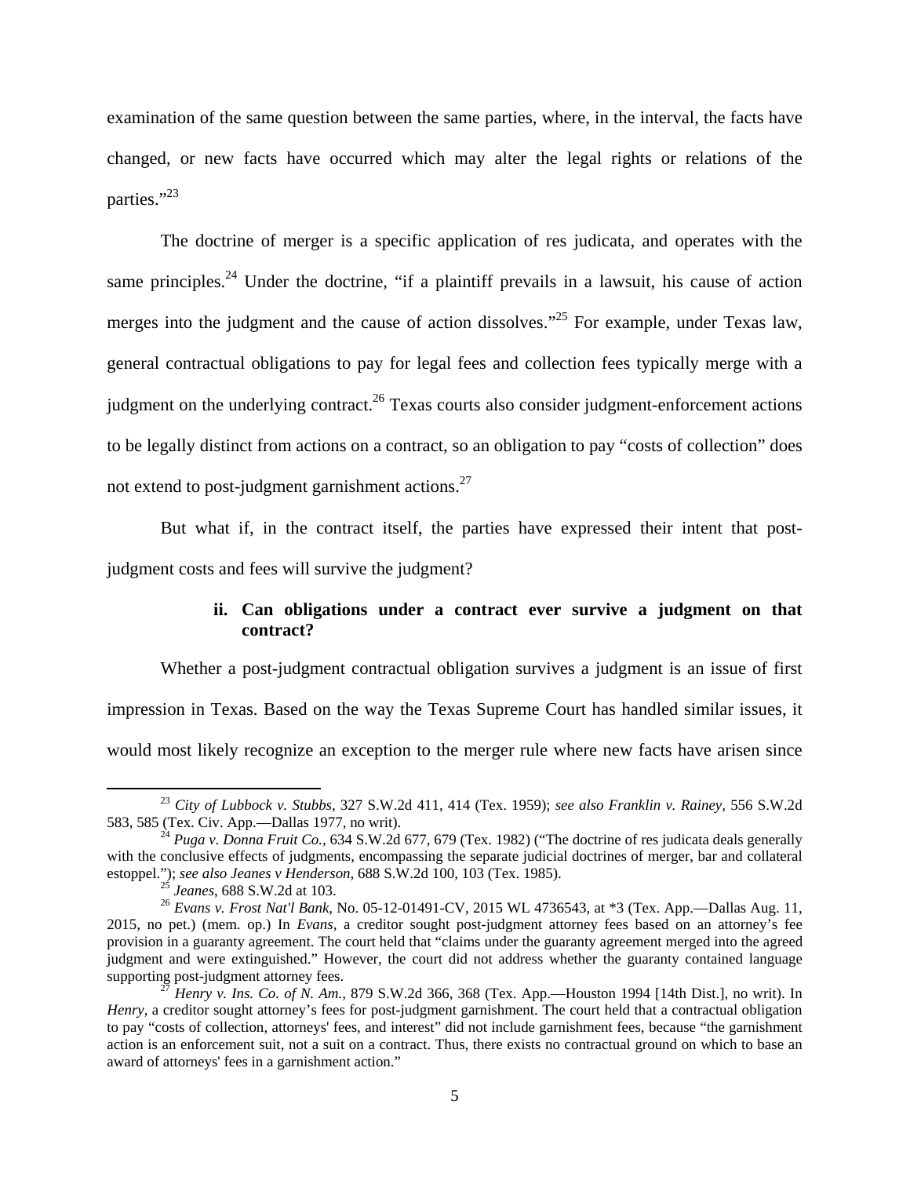examination of the same question between the same parties, where, in the interval, the facts have changed, or new facts have occurred which may alter the legal rights or relations of the parties."[23]

The doctrine of merger is a specific application of res judicata, and operates with the same principles.[24] Under the doctrine, "if a plaintiff prevails in a lawsuit, his cause of action merges into the judgment and the cause of action dissolves."[25] For example, under Texas law, general contractual obligations to pay for legal fees and collection fees typically merge with a judgment on the underlying contract.[26] Texas courts also consider judgment-enforcement actions to be legally distinct from actions on a contract, so an obligation to pay "costs of collection" does not extend to post-judgment garnishment actions.[27]

But what if, in the contract itself, the parties have expressed their intent that post-judgment costs and fees will survive the judgment?

### ii. Can obligations under a contract ever survive a judgment on that contract?

Whether a post-judgment contractual obligation survives a judgment is an issue of first impression in Texas. Based on the way the Texas Supreme Court has handled similar issues, it would most likely recognize an exception to the merger rule where new facts have arisen since

---

[23] *City of Lubbock v. Stubbs*, 327 S.W.2d 411, 414 (Tex. 1959); *see also Franklin v. Rainey*, 556 S.W.2d 583, 585 (Tex. Civ. App.—Dallas 1977, no writ).

[24] *Puga v. Donna Fruit Co.*, 634 S.W.2d 677, 679 (Tex. 1982) ("The doctrine of res judicata deals generally with the conclusive effects of judgments, encompassing the separate judicial doctrines of merger, bar and collateral estoppel."); *see also Jeanes v Henderson*, 688 S.W.2d 100, 103 (Tex. 1985).

[25] *Jeanes*, 688 S.W.2d at 103.

[26] *Evans v. Frost Nat'l Bank*, No. 05-12-01491-CV, 2015 WL 4736543, at *3 (Tex. App.—Dallas Aug. 11, 2015, no pet.) (mem. op.) In *Evans*, a creditor sought post-judgment attorney fees based on an attorney's fee provision in a guaranty agreement. The court held that "claims under the guaranty agreement merged into the agreed judgment and were extinguished." However, the court did not address whether the guaranty contained language supporting post-judgment attorney fees.

[27] *Henry v. Ins. Co. of N. Am.*, 879 S.W.2d 366, 368 (Tex. App.—Houston 1994 [14th Dist.], no writ). In *Henry*, a creditor sought attorney's fees for post-judgment garnishment. The court held that a contractual obligation to pay "costs of collection, attorneys' fees, and interest" did not include garnishment fees, because "the garnishment action is an enforcement suit, not a suit on a contract. Thus, there exists no contractual ground on which to base an award of attorneys' fees in a garnishment action."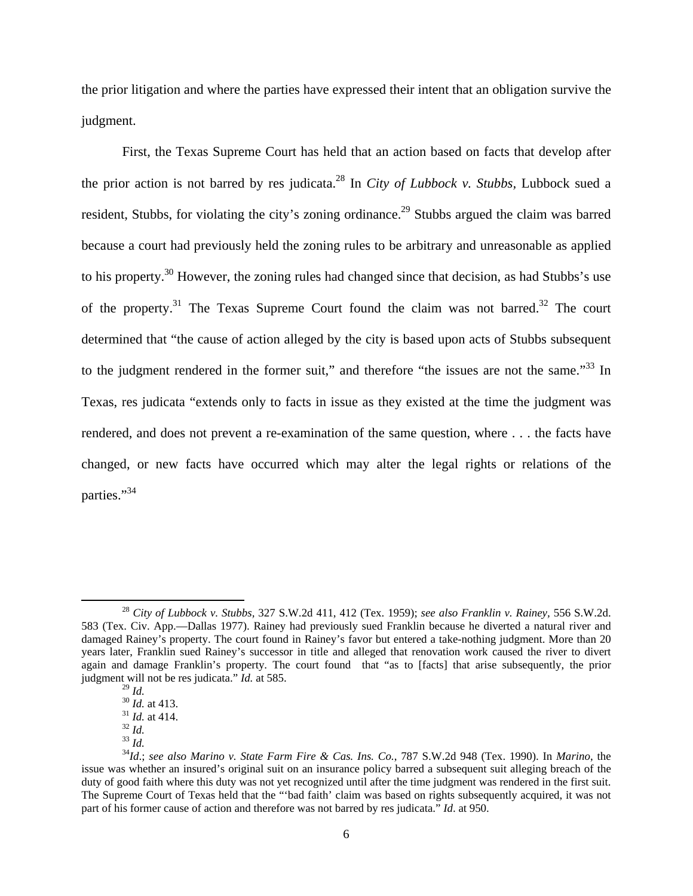the prior litigation and where the parties have expressed their intent that an obligation survive the judgment.

First, the Texas Supreme Court has held that an action based on facts that develop after the prior action is not barred by res judicata.[28] In *City of Lubbock v. Stubbs*, Lubbock sued a resident, Stubbs, for violating the city's zoning ordinance.[29] Stubbs argued the claim was barred because a court had previously held the zoning rules to be arbitrary and unreasonable as applied to his property.[30] However, the zoning rules had changed since that decision, as had Stubbs's use of the property.[31] The Texas Supreme Court found the claim was not barred.[32] The court determined that "the cause of action alleged by the city is based upon acts of Stubbs subsequent to the judgment rendered in the former suit," and therefore "the issues are not the same."[33] In Texas, res judicata "extends only to facts in issue as they existed at the time the judgment was rendered, and does not prevent a re-examination of the same question, where . . . the facts have changed, or new facts have occurred which may alter the legal rights or relations of the parties."[34]

---

[28] *City of Lubbock v. Stubbs*, 327 S.W.2d 411, 412 (Tex. 1959); *see also Franklin v. Rainey*, 556 S.W.2d. 583 (Tex. Civ. App.—Dallas 1977). Rainey had previously sued Franklin because he diverted a natural river and damaged Rainey's property. The court found in Rainey's favor but entered a take-nothing judgment. More than 20 years later, Franklin sued Rainey's successor in title and alleged that renovation work caused the river to divert again and damage Franklin's property. The court found that "as to [facts] that arise subsequently, the prior judgment will not be res judicata." *Id.* at 585.

[29] *Id.*

[30] *Id.* at 413.

[31] *Id.* at 414.

[32] *Id.*

[33] *Id.*

[34] *Id.*; *see also Marino v. State Farm Fire & Cas. Ins. Co.*, 787 S.W.2d 948 (Tex. 1990). In *Marino*, the issue was whether an insured's original suit on an insurance policy barred a subsequent suit alleging breach of the duty of good faith where this duty was not yet recognized until after the time judgment was rendered in the first suit. The Supreme Court of Texas held that the "'bad faith' claim was based on rights subsequently acquired, it was not part of his former cause of action and therefore was not barred by res judicata." *Id*. at 950.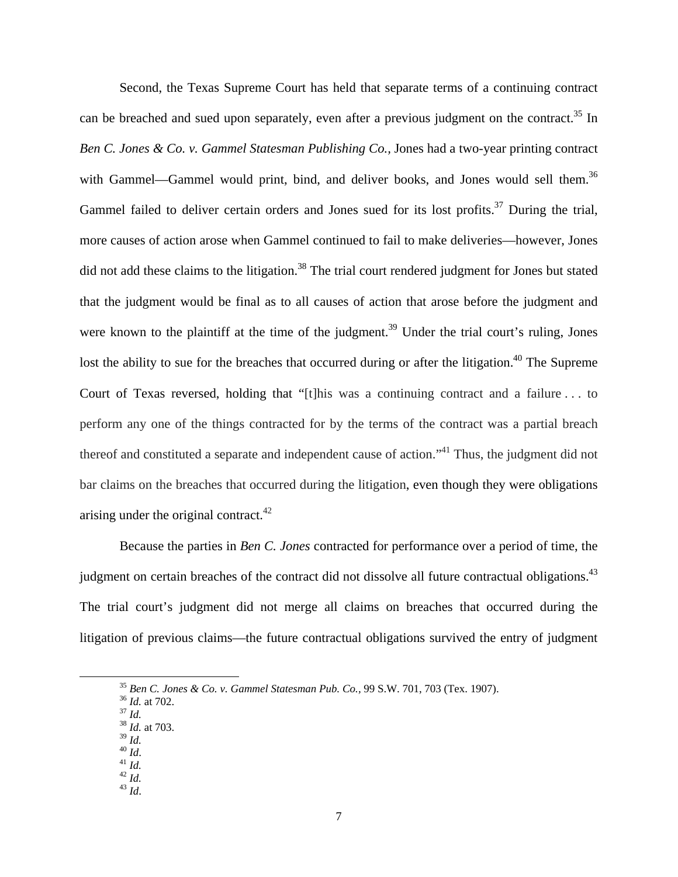Second, the Texas Supreme Court has held that separate terms of a continuing contract can be breached and sued upon separately, even after a previous judgment on the contract.[35] In *Ben C. Jones & Co. v. Gammel Statesman Publishing Co.*, Jones had a two-year printing contract with Gammel—Gammel would print, bind, and deliver books, and Jones would sell them.[36] Gammel failed to deliver certain orders and Jones sued for its lost profits.[37] During the trial, more causes of action arose when Gammel continued to fail to make deliveries—however, Jones did not add these claims to the litigation.[38] The trial court rendered judgment for Jones but stated that the judgment would be final as to all causes of action that arose before the judgment and were known to the plaintiff at the time of the judgment.[39] Under the trial court's ruling, Jones lost the ability to sue for the breaches that occurred during or after the litigation.[40] The Supreme Court of Texas reversed, holding that "[t]his was a continuing contract and a failure . . . to perform any one of the things contracted for by the terms of the contract was a partial breach thereof and constituted a separate and independent cause of action."[41] Thus, the judgment did not bar claims on the breaches that occurred during the litigation, even though they were obligations arising under the original contract.[42]

Because the parties in *Ben C. Jones* contracted for performance over a period of time, the judgment on certain breaches of the contract did not dissolve all future contractual obligations.[43] The trial court's judgment did not merge all claims on breaches that occurred during the litigation of previous claims—the future contractual obligations survived the entry of judgment

---

[35] *Ben C. Jones & Co. v. Gammel Statesman Pub. Co.*, 99 S.W. 701, 703 (Tex. 1907).
[36] *Id.* at 702.
[37] *Id.*
[38] *Id.* at 703.
[39] *Id.*
[40] *Id*.
[41] *Id.*
[42] *Id.*
[43] *Id*.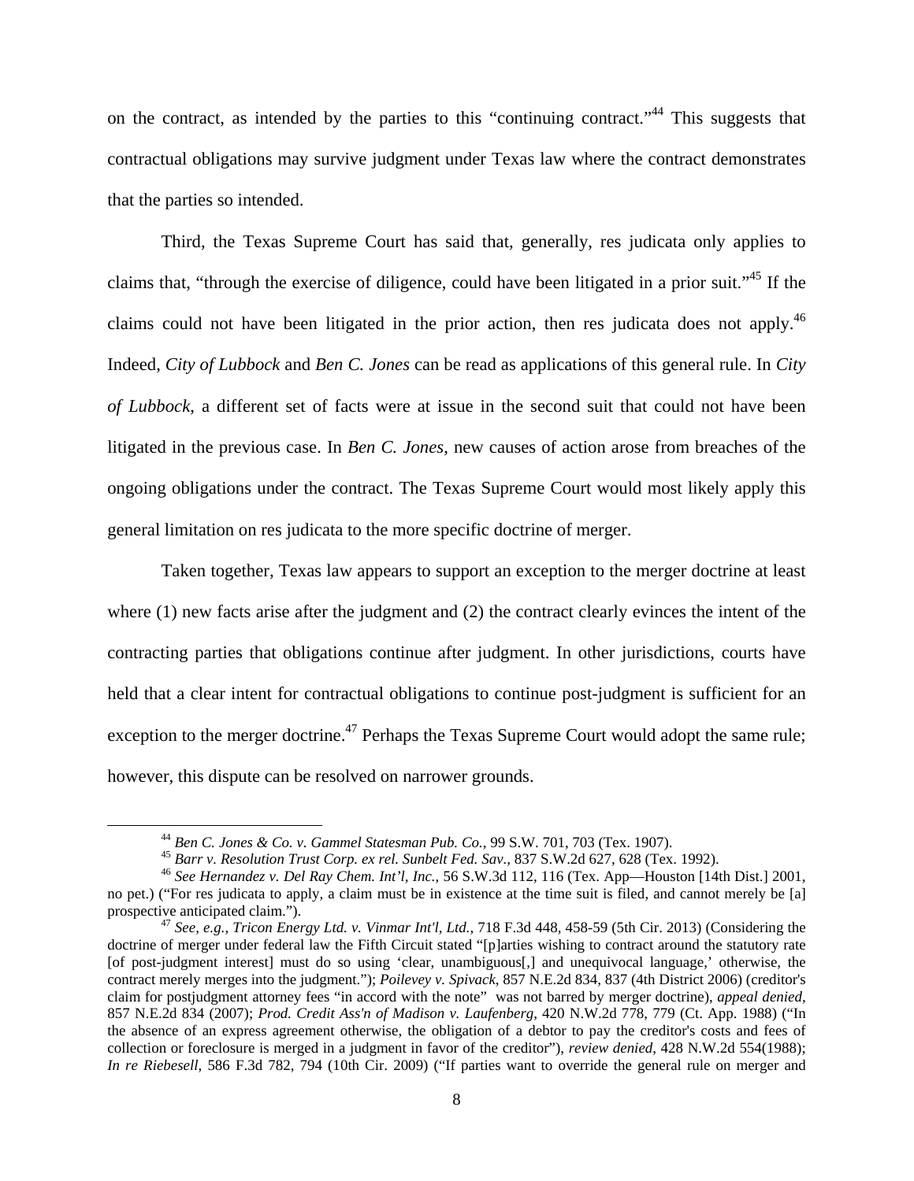on the contract, as intended by the parties to this "continuing contract."[44] This suggests that contractual obligations may survive judgment under Texas law where the contract demonstrates that the parties so intended.

Third, the Texas Supreme Court has said that, generally, res judicata only applies to claims that, "through the exercise of diligence, could have been litigated in a prior suit."[45] If the claims could not have been litigated in the prior action, then res judicata does not apply.[46] Indeed, *City of Lubbock* and *Ben C. Jones* can be read as applications of this general rule. In *City of Lubbock*, a different set of facts were at issue in the second suit that could not have been litigated in the previous case. In *Ben C. Jones*, new causes of action arose from breaches of the ongoing obligations under the contract. The Texas Supreme Court would most likely apply this general limitation on res judicata to the more specific doctrine of merger.

Taken together, Texas law appears to support an exception to the merger doctrine at least where (1) new facts arise after the judgment and (2) the contract clearly evinces the intent of the contracting parties that obligations continue after judgment. In other jurisdictions, courts have held that a clear intent for contractual obligations to continue post-judgment is sufficient for an exception to the merger doctrine.[47] Perhaps the Texas Supreme Court would adopt the same rule; however, this dispute can be resolved on narrower grounds.

---

[44] *Ben C. Jones & Co. v. Gammel Statesman Pub. Co.*, 99 S.W. 701, 703 (Tex. 1907).

[45] *Barr v. Resolution Trust Corp. ex rel. Sunbelt Fed. Sav.*, 837 S.W.2d 627, 628 (Tex. 1992).

[46] *See Hernandez v. Del Ray Chem. Int'l, Inc.*, 56 S.W.3d 112, 116 (Tex. App—Houston [14th Dist.] 2001, no pet.) ("For res judicata to apply, a claim must be in existence at the time suit is filed, and cannot merely be [a] prospective anticipated claim.").

[47] *See, e.g.*, *Tricon Energy Ltd. v. Vinmar Int'l, Ltd.*, 718 F.3d 448, 458-59 (5th Cir. 2013) (Considering the doctrine of merger under federal law the Fifth Circuit stated "[p]arties wishing to contract around the statutory rate [of post-judgment interest] must do so using 'clear, unambiguous[,] and unequivocal language,' otherwise, the contract merely merges into the judgment."); *Poilevey v. Spivack*, 857 N.E.2d 834, 837 (4th District 2006) (creditor's claim for postjudgment attorney fees "in accord with the note" was not barred by merger doctrine), *appeal denied*, 857 N.E.2d 834 (2007); *Prod. Credit Ass'n of Madison v. Laufenberg*, 420 N.W.2d 778, 779 (Ct. App. 1988) ("In the absence of an express agreement otherwise, the obligation of a debtor to pay the creditor's costs and fees of collection or foreclosure is merged in a judgment in favor of the creditor"), *review denied*, 428 N.W.2d 554(1988); *In re Riebesell*, 586 F.3d 782, 794 (10th Cir. 2009) ("If parties want to override the general rule on merger and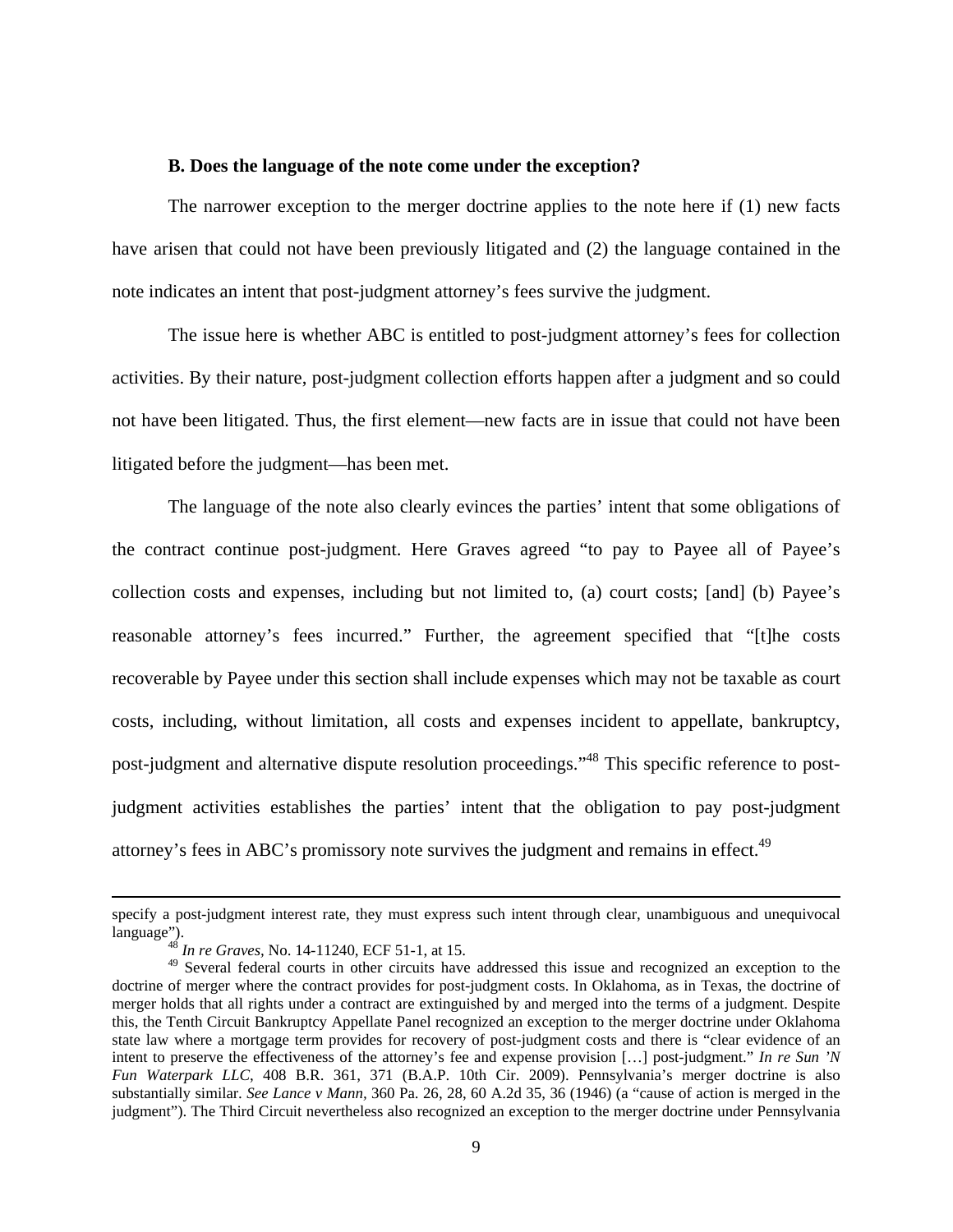### B. Does the language of the note come under the exception?

The narrower exception to the merger doctrine applies to the note here if (1) new facts have arisen that could not have been previously litigated and (2) the language contained in the note indicates an intent that post-judgment attorney's fees survive the judgment.

The issue here is whether ABC is entitled to post-judgment attorney's fees for collection activities. By their nature, post-judgment collection efforts happen after a judgment and so could not have been litigated. Thus, the first element—new facts are in issue that could not have been litigated before the judgment—has been met.

The language of the note also clearly evinces the parties' intent that some obligations of the contract continue post-judgment. Here Graves agreed "to pay to Payee all of Payee's collection costs and expenses, including but not limited to, (a) court costs; [and] (b) Payee's reasonable attorney's fees incurred." Further, the agreement specified that "[t]he costs recoverable by Payee under this section shall include expenses which may not be taxable as court costs, including, without limitation, all costs and expenses incident to appellate, bankruptcy, post-judgment and alternative dispute resolution proceedings."[48] This specific reference to post-judgment activities establishes the parties' intent that the obligation to pay post-judgment attorney's fees in ABC's promissory note survives the judgment and remains in effect.[49]

---

specify a post-judgment interest rate, they must express such intent through clear, unambiguous and unequivocal language").

[48] *In re Graves*, No. 14-11240, ECF 51-1, at 15.

[49] Several federal courts in other circuits have addressed this issue and recognized an exception to the doctrine of merger where the contract provides for post-judgment costs. In Oklahoma, as in Texas, the doctrine of merger holds that all rights under a contract are extinguished by and merged into the terms of a judgment. Despite this, the Tenth Circuit Bankruptcy Appellate Panel recognized an exception to the merger doctrine under Oklahoma state law where a mortgage term provides for recovery of post-judgment costs and there is "clear evidence of an intent to preserve the effectiveness of the attorney's fee and expense provision […] post-judgment." *In re Sun 'N Fun Waterpark LLC*, 408 B.R. 361, 371 (B.A.P. 10th Cir. 2009). Pennsylvania's merger doctrine is also substantially similar. *See Lance v Mann*, 360 Pa. 26, 28, 60 A.2d 35, 36 (1946) (a "cause of action is merged in the judgment"). The Third Circuit nevertheless also recognized an exception to the merger doctrine under Pennsylvania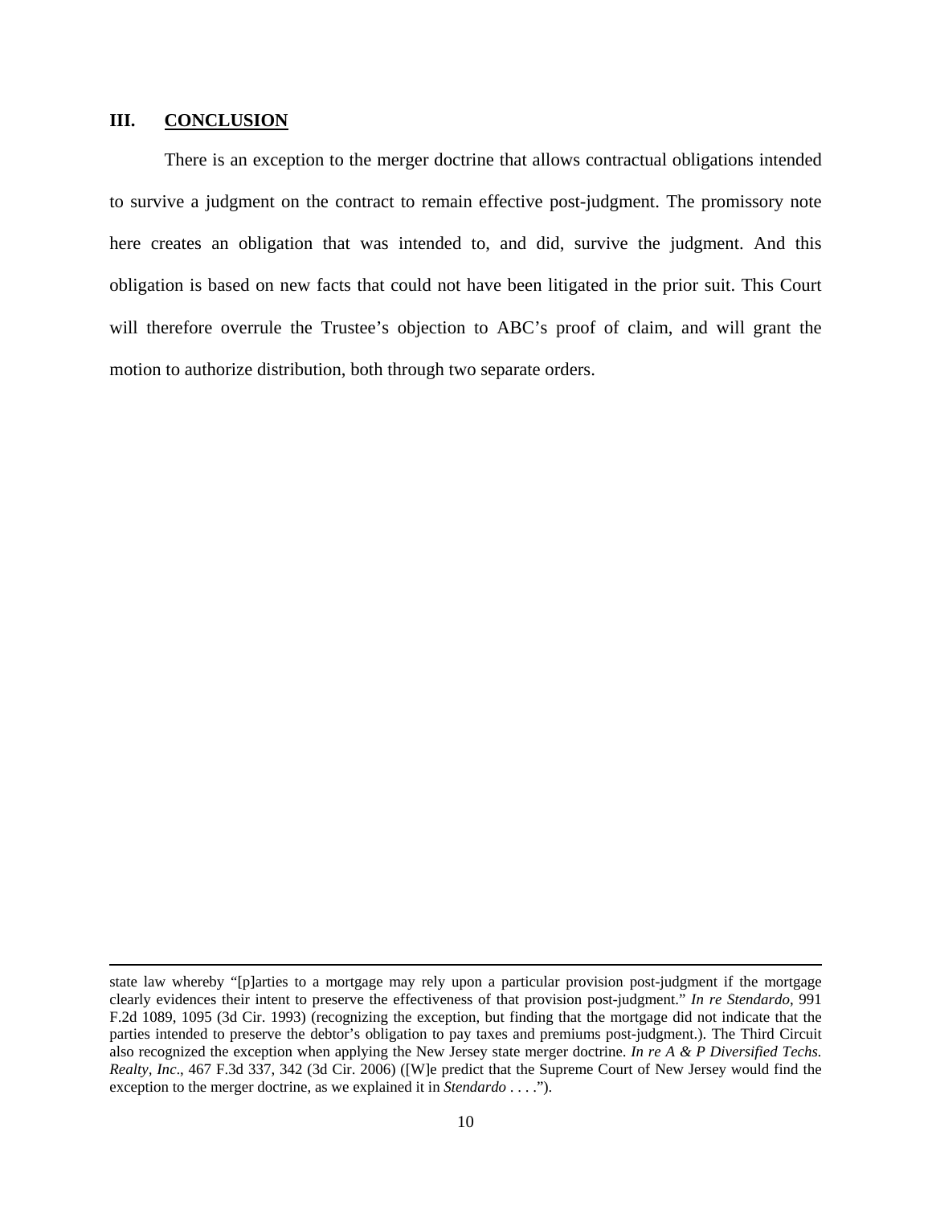## III. CONCLUSION

There is an exception to the merger doctrine that allows contractual obligations intended to survive a judgment on the contract to remain effective post-judgment. The promissory note here creates an obligation that was intended to, and did, survive the judgment. And this obligation is based on new facts that could not have been litigated in the prior suit. This Court will therefore overrule the Trustee's objection to ABC's proof of claim, and will grant the motion to authorize distribution, both through two separate orders.

---

state law whereby "[p]arties to a mortgage may rely upon a particular provision post-judgment if the mortgage clearly evidences their intent to preserve the effectiveness of that provision post-judgment." *In re Stendardo*, 991 F.2d 1089, 1095 (3d Cir. 1993) (recognizing the exception, but finding that the mortgage did not indicate that the parties intended to preserve the debtor's obligation to pay taxes and premiums post-judgment.). The Third Circuit also recognized the exception when applying the New Jersey state merger doctrine. *In re A & P Diversified Techs. Realty, Inc*., 467 F.3d 337, 342 (3d Cir. 2006) ([W]e predict that the Supreme Court of New Jersey would find the exception to the merger doctrine, as we explained it in *Stendardo* . . . .").